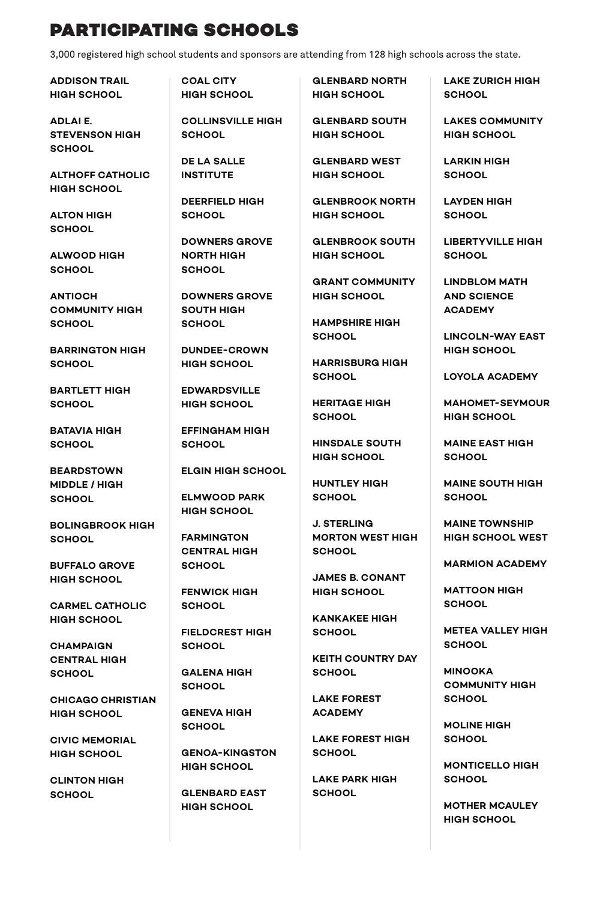# PARTICIPATING SCHOOLS

3,000 registered high school students and sponsors are attending from 128 high schools across the state.

**ADDISON TRAIL HIGH SCHOOL**

**ADLAI E. STEVENSON HIGH SCHOOL**

**ALTHOFF CATHOLIC HIGH SCHOOL**

**ALTON HIGH SCHOOL**

**ALWOOD HIGH SCHOOL**

**ANTIOCH COMMUNITY HIGH SCHOOL**

**BARRINGTON HIGH SCHOOL**

**BARTLETT HIGH SCHOOL**

**BATAVIA HIGH SCHOOL**

**BEARDSTOWN MIDDLE / HIGH SCHOOL**

**BOLINGBROOK HIGH SCHOOL**

**BUFFALO GROVE HIGH SCHOOL**

**CARMEL CATHOLIC HIGH SCHOOL**

**CHAMPAIGN CENTRAL HIGH SCHOOL**

**CHICAGO CHRISTIAN HIGH SCHOOL**

**CIVIC MEMORIAL HIGH SCHOOL**

**CLINTON HIGH SCHOOL**

**COAL CITY HIGH SCHOOL**

**COLLINSVILLE HIGH SCHOOL**

**DE LA SALLE INSTITUTE**

**DEERFIELD HIGH SCHOOL**

**DOWNERS GROVE NORTH HIGH SCHOOL**

**DOWNERS GROVE SOUTH HIGH SCHOOL**

**DUNDEE-CROWN HIGH SCHOOL**

**EDWARDSVILLE HIGH SCHOOL**

**EFFINGHAM HIGH SCHOOL**

**ELGIN HIGH SCHOOL**

**ELMWOOD PARK HIGH SCHOOL**

**FARMINGTON CENTRAL HIGH SCHOOL**

**FENWICK HIGH SCHOOL**

**FIELDCREST HIGH SCHOOL**

**GALENA HIGH SCHOOL**

**GENEVA HIGH SCHOOL**

**GENOA-KINGSTON HIGH SCHOOL**

**GLENBARD EAST HIGH SCHOOL**

**GLENBARD NORTH HIGH SCHOOL**

**GLENBARD SOUTH HIGH SCHOOL**

**GLENBARD WEST HIGH SCHOOL**

**GLENBROOK NORTH HIGH SCHOOL**

**GLENBROOK SOUTH HIGH SCHOOL**

**GRANT COMMUNITY HIGH SCHOOL**

**HAMPSHIRE HIGH SCHOOL**

**HARRISBURG HIGH SCHOOL**

**HERITAGE HIGH SCHOOL**

**HINSDALE SOUTH HIGH SCHOOL**

**HUNTLEY HIGH SCHOOL**

**J. STERLING MORTON WEST HIGH SCHOOL**

**JAMES B. CONANT HIGH SCHOOL**

**KANKAKEE HIGH SCHOOL**

**KEITH COUNTRY DAY SCHOOL**

**LAKE FOREST ACADEMY**

**LAKE FOREST HIGH SCHOOL**

**LAKE PARK HIGH SCHOOL**

**LAKE ZURICH HIGH SCHOOL**

**LAKES COMMUNITY HIGH SCHOOL**

**LARKIN HIGH SCHOOL**

**LAYDEN HIGH SCHOOL**

**LIBERTYVILLE HIGH SCHOOL**

**LINDBLOM MATH AND SCIENCE ACADEMY**

**LINCOLN-WAY EAST HIGH SCHOOL**

**LOYOLA ACADEMY**

**MAHOMET-SEYMOUR HIGH SCHOOL**

**MAINE EAST HIGH SCHOOL**

**MAINE SOUTH HIGH SCHOOL**

**MAINE TOWNSHIP HIGH SCHOOL WEST**

**MARMION ACADEMY**

**MATTOON HIGH SCHOOL**

**METEA VALLEY HIGH SCHOOL**

**MINOOKA COMMUNITY HIGH SCHOOL**

**MOLINE HIGH SCHOOL**

**MONTICELLO HIGH SCHOOL**

**MOTHER MCAULEY HIGH SCHOOL**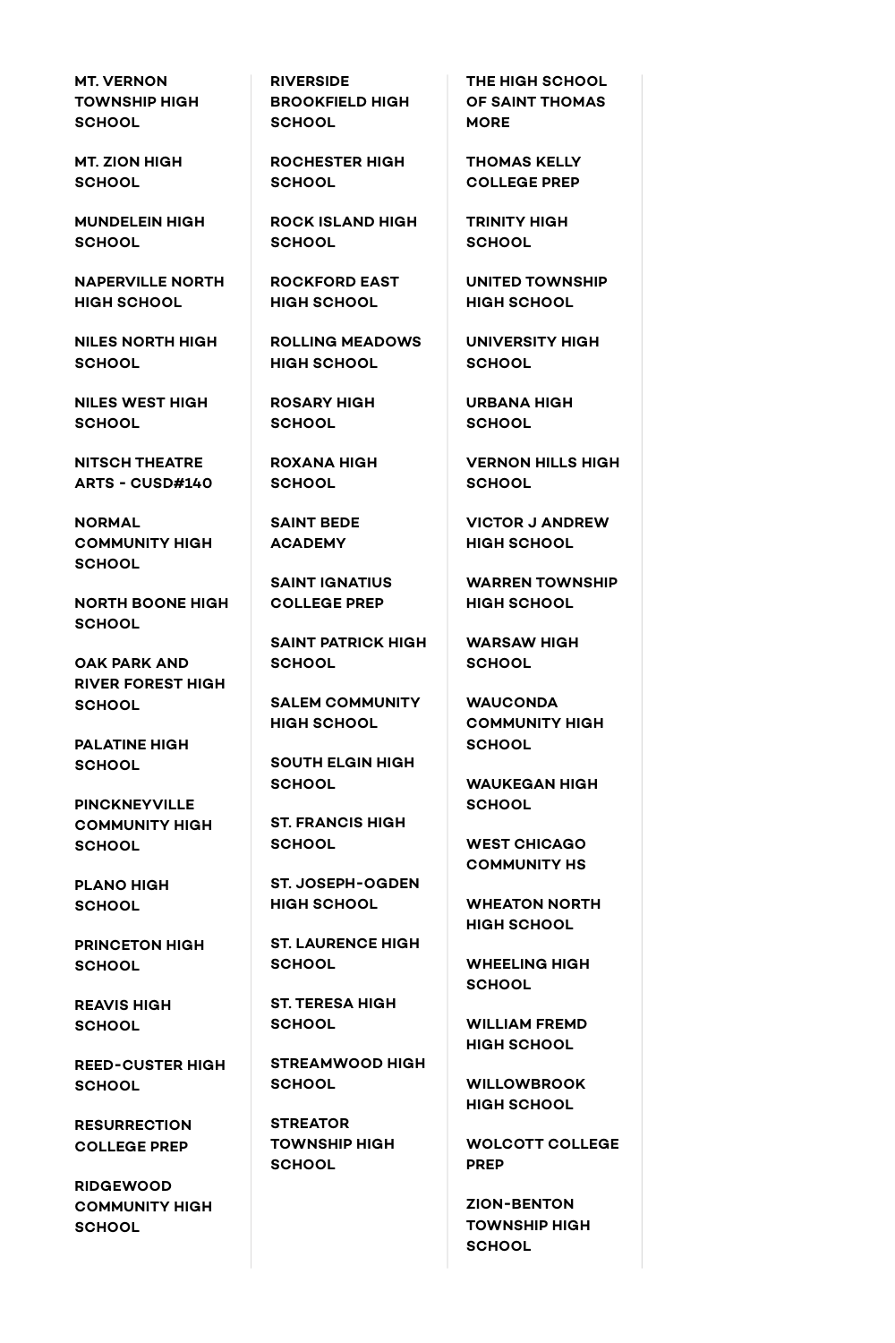MT. VERNON TOWNSHIP HIGH SCHOOL

MT. ZION HIGH SCHOOL

MUNDELEIN HIGH SCHOOL

NAPERVILLE NORTH HIGH SCHOOL

NILES NORTH HIGH SCHOOL

NILES WEST HIGH SCHOOL

NITSCH THEATRE ARTS - CUSD#140

NORMAL COMMUNITY HIGH SCHOOL

NORTH BOONE HIGH SCHOOL

OAK PARK AND RIVER FOREST HIGH SCHOOL

PALATINE HIGH SCHOOL

PINCKNEYVILLE COMMUNITY HIGH SCHOOL

PLANO HIGH SCHOOL

PRINCETON HIGH SCHOOL

REAVIS HIGH SCHOOL

REED-CUSTER HIGH SCHOOL

RESURRECTION COLLEGE PREP

RIDGEWOOD COMMUNITY HIGH SCHOOL

RIVERSIDE BROOKFIELD HIGH SCHOOL

ROCHESTER HIGH SCHOOL

ROCK ISLAND HIGH SCHOOL

ROCKFORD EAST HIGH SCHOOL

ROLLING MEADOWS HIGH SCHOOL

ROSARY HIGH SCHOOL

ROXANA HIGH SCHOOL

SAINT BEDE ACADEMY

SAINT IGNATIUS COLLEGE PREP

SAINT PATRICK HIGH SCHOOL

SALEM COMMUNITY HIGH SCHOOL

SOUTH ELGIN HIGH SCHOOL

ST. FRANCIS HIGH SCHOOL

ST. JOSEPH-OGDEN HIGH SCHOOL

ST. LAURENCE HIGH SCHOOL

ST. TERESA HIGH SCHOOL

STREAMWOOD HIGH SCHOOL

STREATOR TOWNSHIP HIGH SCHOOL

THE HIGH SCHOOL OF SAINT THOMAS MORE

THOMAS KELLY COLLEGE PREP

TRINITY HIGH SCHOOL

UNITED TOWNSHIP HIGH SCHOOL

UNIVERSITY HIGH SCHOOL

URBANA HIGH SCHOOL

VERNON HILLS HIGH SCHOOL

VICTOR J ANDREW HIGH SCHOOL

WARREN TOWNSHIP HIGH SCHOOL

WARSAW HIGH SCHOOL

WAUCONDA COMMUNITY HIGH SCHOOL

WAUKEGAN HIGH SCHOOL

WEST CHICAGO COMMUNITY HS

WHEATON NORTH HIGH SCHOOL

WHEELING HIGH SCHOOL

WILLIAM FREMD HIGH SCHOOL

WILLOWBROOK HIGH SCHOOL

WOLCOTT COLLEGE PREP

ZION-BENTON TOWNSHIP HIGH SCHOOL